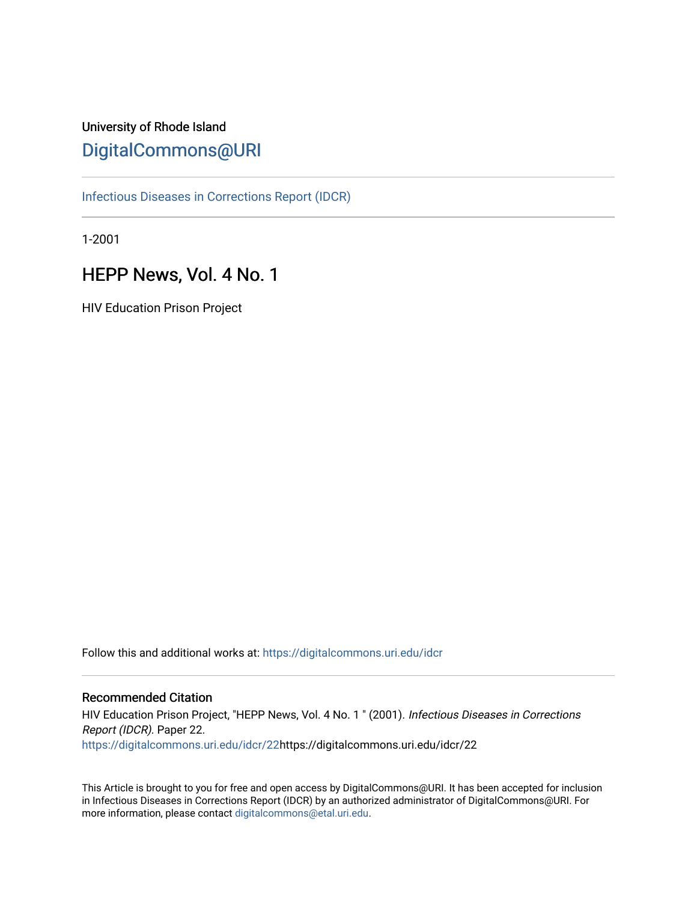University of Rhode Island

DigitalCommons@URI

Infectious Diseases in Corrections Report (IDCR)

1-2001

# HEPP News, Vol. 4 No. 1

HIV Education Prison Project

Follow this and additional works at: https://digitalcommons.uri.edu/idcr

## Recommended Citation

HIV Education Prison Project, "HEPP News, Vol. 4 No. 1 " (2001). *Infectious Diseases in Corrections Report (IDCR).* Paper 22.
https://digitalcommons.uri.edu/idcr/22https://digitalcommons.uri.edu/idcr/22

This Article is brought to you for free and open access by DigitalCommons@URI. It has been accepted for inclusion in Infectious Diseases in Corrections Report (IDCR) by an authorized administrator of DigitalCommons@URI. For more information, please contact digitalcommons@etal.uri.edu.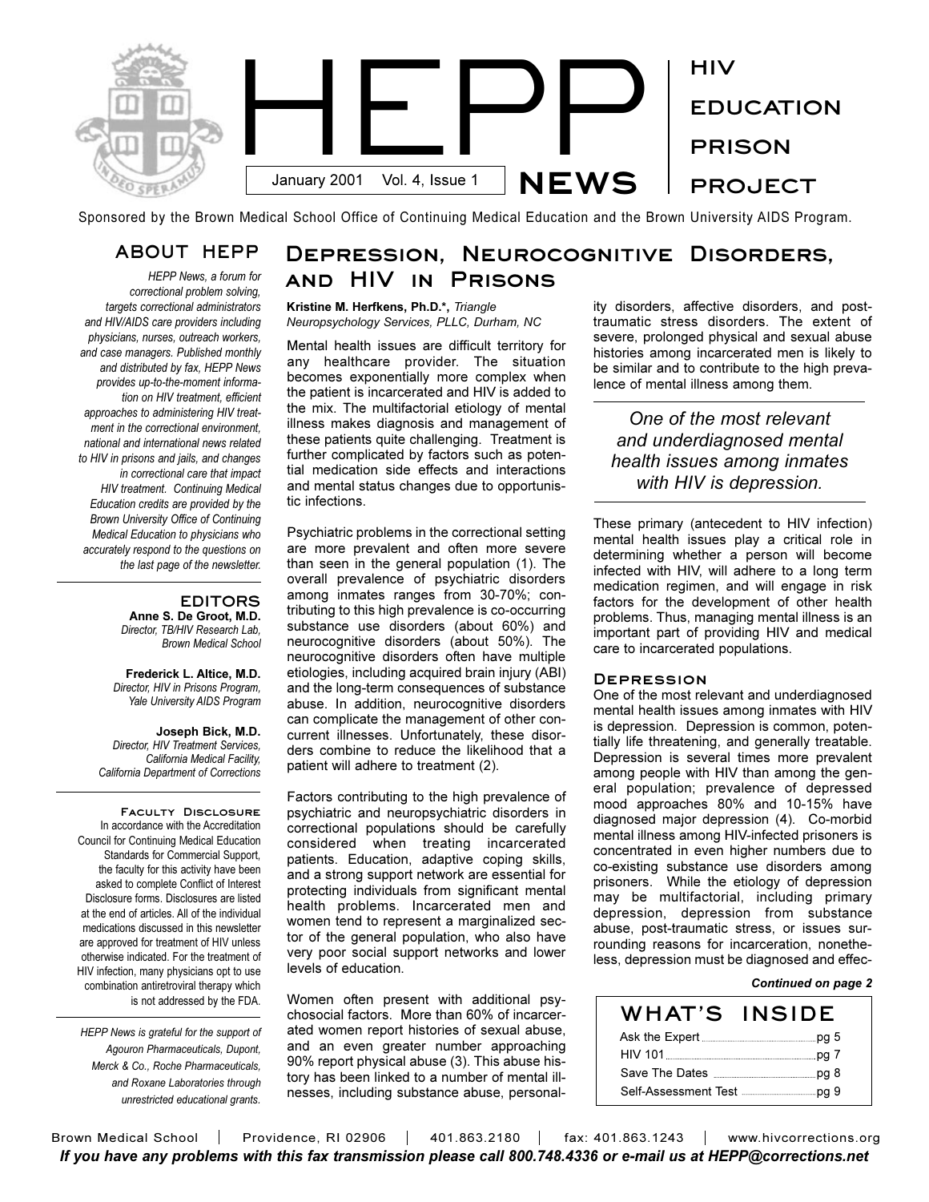# HEPP NEWS

HIV EDUCATION PRISON PROJECT

January 2001 Vol. 4, Issue 1

Sponsored by the Brown Medical School Office of Continuing Medical Education and the Brown University AIDS Program.

## ABOUT HEPP

*HEPP News, a forum for correctional problem solving, targets correctional administrators and HIV/AIDS care providers including physicians, nurses, outreach workers, and case managers. Published monthly and distributed by fax, HEPP News provides up-to-the-moment information on HIV treatment, efficient approaches to administering HIV treatment in the correctional environment, national and international news related to HIV in prisons and jails, and changes in correctional care that impact HIV treatment. Continuing Medical Education credits are provided by the Brown University Office of Continuing Medical Education to physicians who accurately respond to the questions on the last page of the newsletter.*

## EDITORS

**Anne S. De Groot, M.D.**
*Director, TB/HIV Research Lab, Brown Medical School*

**Frederick L. Altice, M.D.**
*Director, HIV in Prisons Program, Yale University AIDS Program*

**Joseph Bick, M.D.**
*Director, HIV Treatment Services, California Medical Facility, California Department of Corrections*

### Faculty Disclosure

In accordance with the Accreditation Council for Continuing Medical Education Standards for Commercial Support, the faculty for this activity have been asked to complete Conflict of Interest Disclosure forms. Disclosures are listed at the end of articles. All of the individual medications discussed in this newsletter are approved for treatment of HIV unless otherwise indicated. For the treatment of HIV infection, many physicians opt to use combination antiretroviral therapy which is not addressed by the FDA.

*HEPP News is grateful for the support of Agouron Pharmaceuticals, Dupont, Merck & Co., Roche Pharmaceuticals, and Roxane Laboratories through unrestricted educational grants.*

# Depression, Neurocognitive Disorders, and HIV in Prisons

**Kristine M. Herfkens, Ph.D.\*,** *Triangle Neuropsychology Services, PLLC, Durham, NC*

Mental health issues are difficult territory for any healthcare provider. The situation becomes exponentially more complex when the patient is incarcerated and HIV is added to the mix. The multifactorial etiology of mental illness makes diagnosis and management of these patients quite challenging. Treatment is further complicated by factors such as potential medication side effects and interactions and mental status changes due to opportunistic infections.

Psychiatric problems in the correctional setting are more prevalent and often more severe than seen in the general population (1). The overall prevalence of psychiatric disorders among inmates ranges from 30-70%; contributing to this high prevalence is co-occurring substance use disorders (about 60%) and neurocognitive disorders (about 50%). The neurocognitive disorders often have multiple etiologies, including acquired brain injury (ABI) and the long-term consequences of substance abuse. In addition, neurocognitive disorders can complicate the management of other concurrent illnesses. Unfortunately, these disorders combine to reduce the likelihood that a patient will adhere to treatment (2).

Factors contributing to the high prevalence of psychiatric and neuropsychiatric disorders in correctional populations should be carefully considered when treating incarcerated patients. Education, adaptive coping skills, and a strong support network are essential for protecting individuals from significant mental health problems. Incarcerated men and women tend to represent a marginalized sector of the general population, who also have very poor social support networks and lower levels of education.

Women often present with additional psychosocial factors. More than 60% of incarcerated women report histories of sexual abuse, and an even greater number approaching 90% report physical abuse (3). This abuse history has been linked to a number of mental illnesses, including substance abuse, personality disorders, affective disorders, and post-traumatic stress disorders. The extent of severe, prolonged physical and sexual abuse histories among incarcerated men is likely to be similar and to contribute to the high prevalence of mental illness among them.

> *One of the most relevant and underdiagnosed mental health issues among inmates with HIV is depression.*

These primary (antecedent to HIV infection) mental health issues play a critical role in determining whether a person will become infected with HIV, will adhere to a long term medication regimen, and will engage in risk factors for the development of other health problems. Thus, managing mental illness is an important part of providing HIV and medical care to incarcerated populations.

### Depression

One of the most relevant and underdiagnosed mental health issues among inmates with HIV is depression. Depression is common, potentially life threatening, and generally treatable. Depression is several times more prevalent among people with HIV than among the general population; prevalence of depressed mood approaches 80% and 10-15% have diagnosed major depression (4). Co-morbid mental illness among HIV-infected prisoners is concentrated in even higher numbers due to co-existing substance use disorders among prisoners. While the etiology of depression may be multifactorial, including primary depression, depression from substance abuse, post-traumatic stress, or issues surrounding reasons for incarceration, nonetheless, depression must be diagnosed and effec-

***Continued on page 2***

## WHAT'S INSIDE

| | |
|---|---|
| Ask the Expert | pg 5 |
| HIV 101 | pg 7 |
| Save The Dates | pg 8 |
| Self-Assessment Test | pg 9 |

Brown Medical School | Providence, RI 02906 | 401.863.2180 | fax: 401.863.1243 | www.hivcorrections.org

***If you have any problems with this fax transmission please call 800.748.4336 or e-mail us at HEPP@corrections.net***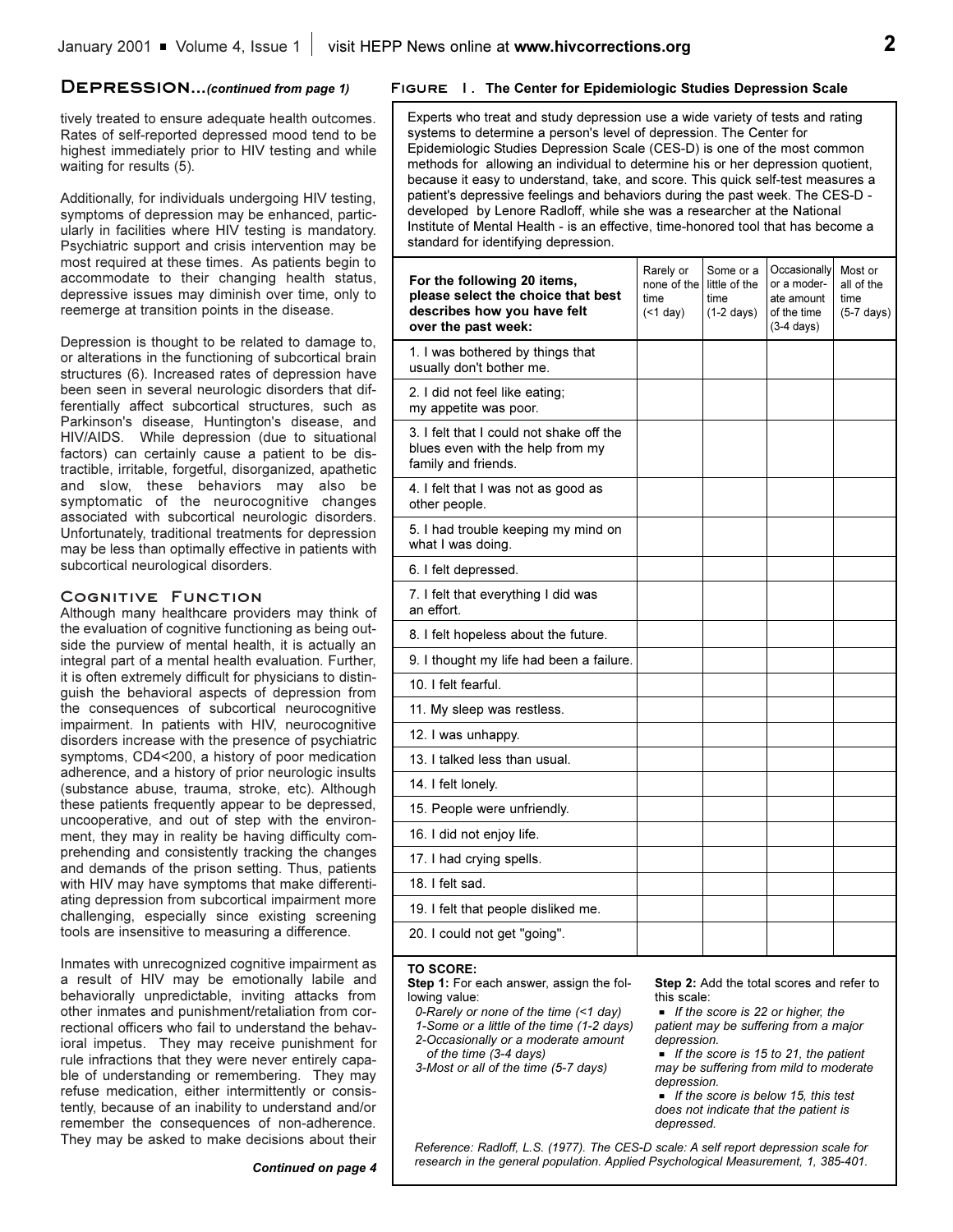## Depression...*(continued from page 1)*

tively treated to ensure adequate health outcomes. Rates of self-reported depressed mood tend to be highest immediately prior to HIV testing and while waiting for results (5).

Additionally, for individuals undergoing HIV testing, symptoms of depression may be enhanced, particularly in facilities where HIV testing is mandatory. Psychiatric support and crisis intervention may be most required at these times. As patients begin to accommodate to their changing health status, depressive issues may diminish over time, only to reemerge at transition points in the disease.

Depression is thought to be related to damage to, or alterations in the functioning of subcortical brain structures (6). Increased rates of depression have been seen in several neurologic disorders that differentially affect subcortical structures, such as Parkinson's disease, Huntington's disease, and HIV/AIDS. While depression (due to situational factors) can certainly cause a patient to be distractible, irritable, forgetful, disorganized, apathetic and slow, these behaviors may also be symptomatic of the neurocognitive changes associated with subcortical neurologic disorders. Unfortunately, traditional treatments for depression may be less than optimally effective in patients with subcortical neurological disorders.

## Cognitive Function

Although many healthcare providers may think of the evaluation of cognitive functioning as being outside the purview of mental health, it is actually an integral part of a mental health evaluation. Further, it is often extremely difficult for physicians to distinguish the behavioral aspects of depression from the consequences of subcortical neurocognitive impairment. In patients with HIV, neurocognitive disorders increase with the presence of psychiatric symptoms, CD4<200, a history of poor medication adherence, and a history of prior neurologic insults (substance abuse, trauma, stroke, etc). Although these patients frequently appear to be depressed, uncooperative, and out of step with the environment, they may in reality be having difficulty comprehending and consistently tracking the changes and demands of the prison setting. Thus, patients with HIV may have symptoms that make differentiating depression from subcortical impairment more challenging, especially since existing screening tools are insensitive to measuring a difference.

Inmates with unrecognized cognitive impairment as a result of HIV may be emotionally labile and behaviorally unpredictable, inviting attacks from other inmates and punishment/retaliation from correctional officers who fail to understand the behavioral impetus. They may receive punishment for rule infractions that they were never entirely capable of understanding or remembering. They may refuse medication, either intermittently or consistently, because of an inability to understand and/or remember the consequences of non-adherence. They may be asked to make decisions about their

***Continued on page 4***

### Figure 1. The Center for Epidemiologic Studies Depression Scale

Experts who treat and study depression use a wide variety of tests and rating systems to determine a person's level of depression. The Center for Epidemiologic Studies Depression Scale (CES-D) is one of the most common methods for allowing an individual to determine his or her depression quotient, because it easy to understand, take, and score. This quick self-test measures a patient's depressive feelings and behaviors during the past week. The CES-D - developed by Lenore Radloff, while she was a researcher at the National Institute of Mental Health - is an effective, time-honored tool that has become a standard for identifying depression.

| **For the following 20 items, please select the choice that best describes how you have felt over the past week:** | Rarely or none of the time (<1 day) | Some or a little of the time (1-2 days) | Occasionally or a moderate amount of the time (3-4 days) | Most or all of the time (5-7 days) |
|---|---|---|---|---|
| 1. I was bothered by things that usually don't bother me. | | | | |
| 2. I did not feel like eating; my appetite was poor. | | | | |
| 3. I felt that I could not shake off the blues even with the help from my family and friends. | | | | |
| 4. I felt that I was not as good as other people. | | | | |
| 5. I had trouble keeping my mind on what I was doing. | | | | |
| 6. I felt depressed. | | | | |
| 7. I felt that everything I did was an effort. | | | | |
| 8. I felt hopeless about the future. | | | | |
| 9. I thought my life had been a failure. | | | | |
| 10. I felt fearful. | | | | |
| 11. My sleep was restless. | | | | |
| 12. I was unhappy. | | | | |
| 13. I talked less than usual. | | | | |
| 14. I felt lonely. | | | | |
| 15. People were unfriendly. | | | | |
| 16. I did not enjoy life. | | | | |
| 17. I had crying spells. | | | | |
| 18. I felt sad. | | | | |
| 19. I felt that people disliked me. | | | | |
| 20. I could not get "going". | | | | |

**TO SCORE:**

**Step 1:** For each answer, assign the following value:

*0-Rarely or none of the time (<1 day)*
*1-Some or a little of the time (1-2 days)*
*2-Occasionally or a moderate amount of the time (3-4 days)*
*3-Most or all of the time (5-7 days)*

**Step 2:** Add the total scores and refer to this scale:

- *If the score is 22 or higher, the patient may be suffering from a major depression.*
- *If the score is 15 to 21, the patient may be suffering from mild to moderate depression.*
- *If the score is below 15, this test does not indicate that the patient is depressed.*

*Reference: Radloff, L.S. (1977). The CES-D scale: A self report depression scale for research in the general population. Applied Psychological Measurement, 1, 385-401.*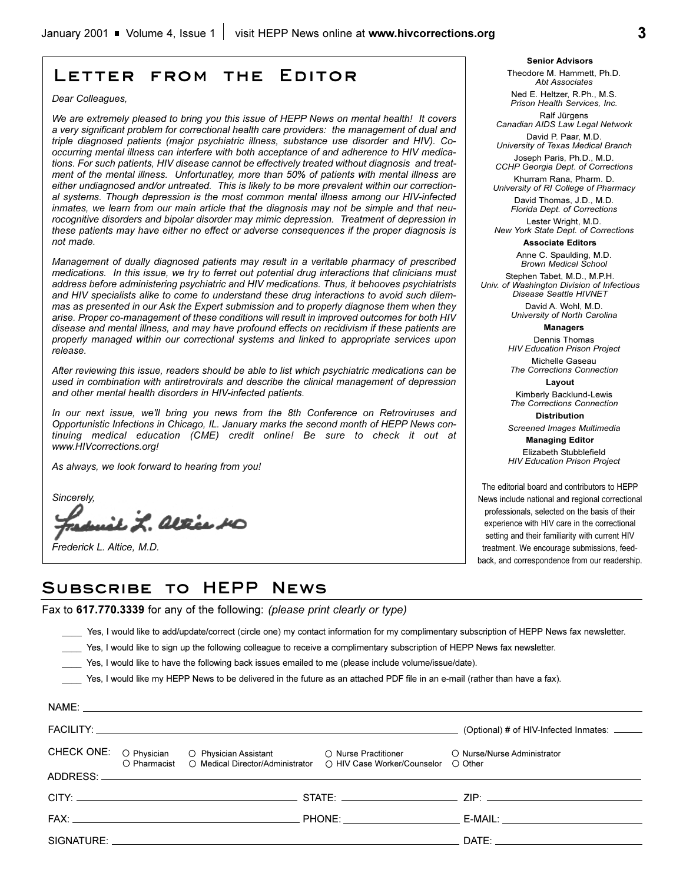## Letter from the Editor

*Dear Colleagues,*

*We are extremely pleased to bring you this issue of HEPP News on mental health! It covers a very significant problem for correctional health care providers: the management of dual and triple diagnosed patients (major psychiatric illness, substance use disorder and HIV). Co-occurring mental illness can interfere with both acceptance of and adherence to HIV medications. For such patients, HIV disease cannot be effectively treated without diagnosis and treatment of the mental illness. Unfortunatley, more than 50% of patients with mental illness are either undiagnosed and/or untreated. This is likely to be more prevalent within our correctional systems. Though depression is the most common mental illness among our HIV-infected inmates, we learn from our main article that the diagnosis may not be simple and that neurocognitive disorders and bipolar disorder may mimic depression. Treatment of depression in these patients may have either no effect or adverse consequences if the proper diagnosis is not made.*

*Management of dually diagnosed patients may result in a veritable pharmacy of prescribed medications. In this issue, we try to ferret out potential drug interactions that clinicians must address before administering psychiatric and HIV medications. Thus, it behooves psychiatrists and HIV specialists alike to come to understand these drug interactions to avoid such dilemmas as presented in our Ask the Expert submission and to properly diagnose them when they arise. Proper co-management of these conditions will result in improved outcomes for both HIV disease and mental illness, and may have profound effects on recidivism if these patients are properly managed within our correctional systems and linked to appropriate services upon release.*

*After reviewing this issue, readers should be able to list which psychiatric medications can be used in combination with antiretrovirals and describe the clinical management of depression and other mental health disorders in HIV-infected patients.*

*In our next issue, we'll bring you news from the 8th Conference on Retroviruses and Opportunistic Infections in Chicago, IL. January marks the second month of HEPP News continuing medical education (CME) credit online! Be sure to check it out at www.HIVcorrections.org!*

*As always, we look forward to hearing from you!*

*Sincerely,*

*Frederick L. Altice, M.D.*

**Senior Advisors**

Theodore M. Hammett, Ph.D.
*Abt Associates*

Ned E. Heltzer, R.Ph., M.S.
*Prison Health Services, Inc.*

Ralf Jürgens
*Canadian AIDS Law Legal Network*

David P. Paar, M.D.
*University of Texas Medical Branch*

Joseph Paris, Ph.D., M.D.
*CCHP Georgia Dept. of Corrections*

Khurram Rana, Pharm. D.
*University of RI College of Pharmacy*

David Thomas, J.D., M.D.
*Florida Dept. of Corrections*

Lester Wright, M.D.
*New York State Dept. of Corrections*

**Associate Editors**

Anne C. Spaulding, M.D.
*Brown Medical School*

Stephen Tabet, M.D., M.P.H.
*Univ. of Washington Division of Infectious Disease Seattle HIVNET*

David A. Wohl, M.D.
*University of North Carolina*

**Managers**

Dennis Thomas
*HIV Education Prison Project*

Michelle Gaseau
*The Corrections Connection*

**Layout**

Kimberly Backlund-Lewis
*The Corrections Connection*

**Distribution**

*Screened Images Multimedia*

**Managing Editor**

Elizabeth Stubblefield
*HIV Education Prison Project*

The editorial board and contributors to HEPP News include national and regional correctional professionals, selected on the basis of their experience with HIV care in the correctional setting and their familiarity with current HIV treatment. We encourage submissions, feedback, and correspondence from our readership.

## Subscribe to HEPP News

Fax to **617.770.3339** for any of the following: *(please print clearly or type)*

____ Yes, I would like to add/update/correct (circle one) my contact information for my complimentary subscription of HEPP News fax newsletter.

____ Yes, I would like to sign up the following colleague to receive a complimentary subscription of HEPP News fax newsletter.

____ Yes, I would like to have the following back issues emailed to me (please include volume/issue/date).

____ Yes, I would like my HEPP News to be delivered in the future as an attached PDF file in an e-mail (rather than have a fax).

NAME: ____________________

FACILITY: ____________________ (Optional) # of HIV-Infected Inmates: ______

CHECK ONE: ○ Physician ○ Physician Assistant ○ Nurse Practitioner ○ Nurse/Nurse Administrator ○ Pharmacist ○ Medical Director/Administrator ○ HIV Case Worker/Counselor ○ Other

ADDRESS: ____________________

CITY: ____________________ STATE: ____________________ ZIP: ____________________

FAX: ____________________ PHONE: ____________________ E-MAIL: ____________________

SIGNATURE: ____________________ DATE: ____________________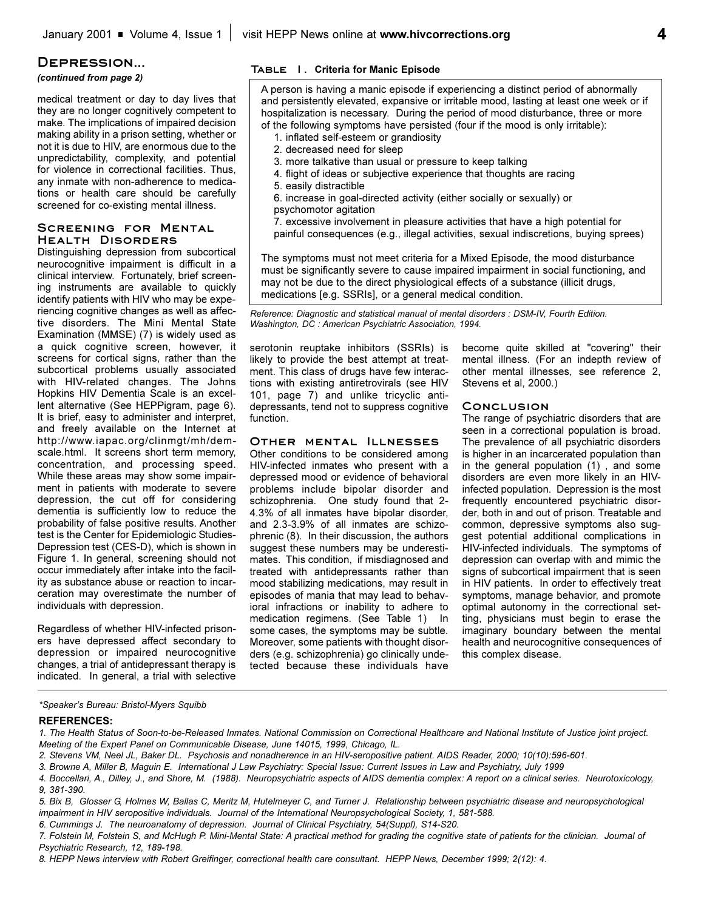## Depression...

*(continued from page 2)*

medical treatment or day to day lives that they are no longer cognitively competent to make. The implications of impaired decision making ability in a prison setting, whether or not it is due to HIV, are enormous due to the unpredictability, complexity, and potential for violence in correctional facilities. Thus, any inmate with non-adherence to medications or health care should be carefully screened for co-existing mental illness.

### Screening for Mental Health Disorders

Distinguishing depression from subcortical neurocognitive impairment is difficult in a clinical interview. Fortunately, brief screening instruments are available to quickly identify patients with HIV who may be experiencing cognitive changes as well as affective disorders. The Mini Mental State Examination (MMSE) (7) is widely used as a quick cognitive screen, however, it screens for cortical signs, rather than the subcortical problems usually associated with HIV-related changes. The Johns Hopkins HIV Dementia Scale is an excellent alternative (See HEPPigram, page 6). It is brief, easy to administer and interpret, and freely available on the Internet at http://www.iapac.org/clinmgt/mh/demscale.html. It screens short term memory, concentration, and processing speed. While these areas may show some impairment in patients with moderate to severe depression, the cut off for considering dementia is sufficiently low to reduce the probability of false positive results. Another test is the Center for Epidemiologic Studies-Depression test (CES-D), which is shown in Figure 1. In general, screening should not occur immediately after intake into the facility as substance abuse or reaction to incarceration may overestimate the number of individuals with depression.

Regardless of whether HIV-infected prisoners have depressed affect secondary to depression or impaired neurocognitive changes, a trial of antidepressant therapy is indicated. In general, a trial with selective serotonin reuptake inhibitors (SSRIs) is likely to provide the best attempt at treatment. This class of drugs have few interactions with existing antiretrovirals (see HIV 101, page 7) and unlike tricyclic antidepressants, tend not to suppress cognitive function.

**Table 1. Criteria for Manic Episode**

A person is having a manic episode if experiencing a distinct period of abnormally and persistently elevated, expansive or irritable mood, lasting at least one week or if hospitalization is necessary. During the period of mood disturbance, three or more of the following symptoms have persisted (four if the mood is only irritable):

1. inflated self-esteem or grandiosity
2. decreased need for sleep
3. more talkative than usual or pressure to keep talking
4. flight of ideas or subjective experience that thoughts are racing
5. easily distractible
6. increase in goal-directed activity (either socially or sexually) or psychomotor agitation
7. excessive involvement in pleasure activities that have a high potential for painful consequences (e.g., illegal activities, sexual indiscretions, buying sprees)

The symptoms must not meet criteria for a Mixed Episode, the mood disturbance must be significantly severe to cause impaired impairment in social functioning, and may not be due to the direct physiological effects of a substance (illicit drugs, medications [e.g. SSRIs], or a general medical condition.

*Reference: Diagnostic and statistical manual of mental disorders : DSM-IV, Fourth Edition. Washington, DC : American Psychiatric Association, 1994.*

### Other mental Illnesses

Other conditions to be considered among HIV-infected inmates who present with a depressed mood or evidence of behavioral problems include bipolar disorder and schizophrenia. One study found that 2-4.3% of all inmates have bipolar disorder, and 2.3-3.9% of all inmates are schizophrenic (8). In their discussion, the authors suggest these numbers may be underestimates. This condition, if misdiagnosed and treated with antidepressants rather than mood stabilizing medications, may result in episodes of mania that may lead to behavioral infractions or inability to adhere to medication regimens. (See Table 1) In some cases, the symptoms may be subtle. Moreover, some patients with thought disorders (e.g. schizophrenia) go clinically undetected because these individuals have become quite skilled at "covering" their mental illness. (For an indepth review of other mental illnesses, see reference 2, Stevens et al, 2000.)

### Conclusion

The range of psychiatric disorders that are seen in a correctional population is broad. The prevalence of all psychiatric disorders is higher in an incarcerated population than in the general population (1) , and some disorders are even more likely in an HIV-infected population. Depression is the most frequently encountered psychiatric disorder, both in and out of prison. Treatable and common, depressive symptoms also suggest potential additional complications in HIV-infected individuals. The symptoms of depression can overlap with and mimic the signs of subcortical impairment that is seen in HIV patients. In order to effectively treat symptoms, manage behavior, and promote optimal autonomy in the correctional setting, physicians must begin to erase the imaginary boundary between the mental health and neurocognitive consequences of this complex disease.

*\*Speaker's Bureau: Bristol-Myers Squibb*

**REFERENCES:**

*1. The Health Status of Soon-to-be-Released Inmates. National Commission on Correctional Healthcare and National Institute of Justice joint project. Meeting of the Expert Panel on Communicable Disease, June 14015, 1999, Chicago, IL.*

*2. Stevens VM, Neel JL, Baker DL. Psychosis and nonadherence in an HIV-seropositive patient. AIDS Reader, 2000; 10(10):596-601.*

*3. Browne A, Miller B, Maguin E. International J Law Psychiatry: Special Issue: Current Issues in Law and Psychiatry, July 1999*

*4. Boccellari, A., Dilley, J., and Shore, M. (1988). Neuropsychiatric aspects of AIDS dementia complex: A report on a clinical series. Neurotoxicology, 9, 381-390.*

*5. Bix B, Glosser G, Holmes W, Ballas C, Meritz M, Hutelmeyer C, and Turner J. Relationship between psychiatric disease and neuropsychological impairment in HIV seropositive individuals. Journal of the International Neuropsychological Society, 1, 581-588.*

*6. Cummings J. The neuroanatomy of depression. Journal of Clinical Psychiatry, 54(Suppl), S14-S20.*

*7. Folstein M, Folstein S, and McHugh P. Mini-Mental State: A practical method for grading the cognitive state of patients for the clinician. Journal of Psychiatric Research, 12, 189-198.*

*8. HEPP News interview with Robert Greifinger, correctional health care consultant. HEPP News, December 1999; 2(12): 4.*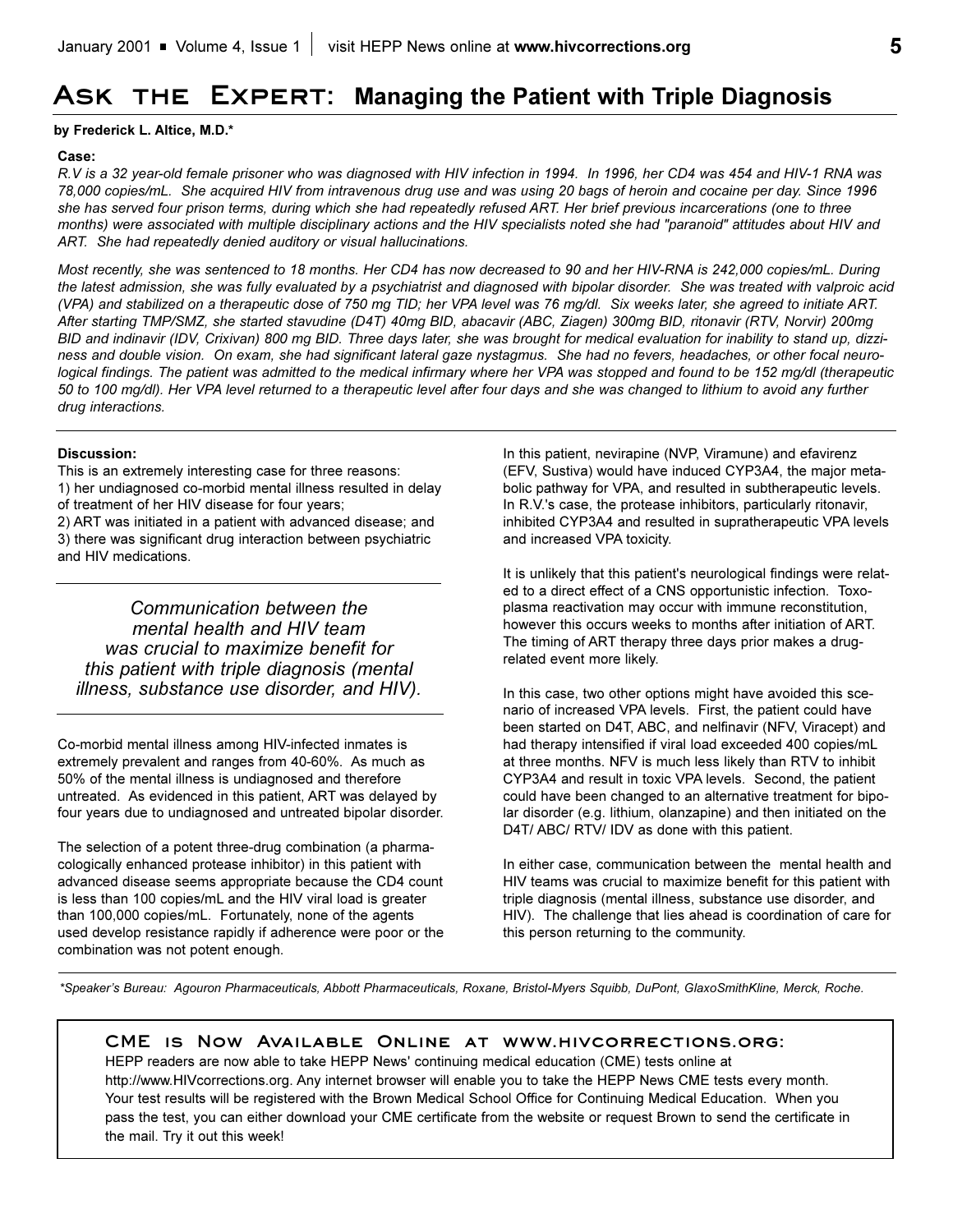# Ask the Expert: Managing the Patient with Triple Diagnosis

**by Frederick L. Altice, M.D.***

**Case:**

*R.V is a 32 year-old female prisoner who was diagnosed with HIV infection in 1994. In 1996, her CD4 was 454 and HIV-1 RNA was 78,000 copies/mL. She acquired HIV from intravenous drug use and was using 20 bags of heroin and cocaine per day. Since 1996 she has served four prison terms, during which she had repeatedly refused ART. Her brief previous incarcerations (one to three months) were associated with multiple disciplinary actions and the HIV specialists noted she had "paranoid" attitudes about HIV and ART. She had repeatedly denied auditory or visual hallucinations.*

*Most recently, she was sentenced to 18 months. Her CD4 has now decreased to 90 and her HIV-RNA is 242,000 copies/mL. During the latest admission, she was fully evaluated by a psychiatrist and diagnosed with bipolar disorder. She was treated with valproic acid (VPA) and stabilized on a therapeutic dose of 750 mg TID; her VPA level was 76 mg/dl. Six weeks later, she agreed to initiate ART. After starting TMP/SMZ, she started stavudine (D4T) 40mg BID, abacavir (ABC, Ziagen) 300mg BID, ritonavir (RTV, Norvir) 200mg BID and indinavir (IDV, Crixivan) 800 mg BID. Three days later, she was brought for medical evaluation for inability to stand up, dizziness and double vision. On exam, she had significant lateral gaze nystagmus. She had no fevers, headaches, or other focal neurological findings. The patient was admitted to the medical infirmary where her VPA was stopped and found to be 152 mg/dl (therapeutic 50 to 100 mg/dl). Her VPA level returned to a therapeutic level after four days and she was changed to lithium to avoid any further drug interactions.*

**Discussion:**

This is an extremely interesting case for three reasons:
1) her undiagnosed co-morbid mental illness resulted in delay of treatment of her HIV disease for four years;
2) ART was initiated in a patient with advanced disease; and
3) there was significant drug interaction between psychiatric and HIV medications.

*Communication between the mental health and HIV team was crucial to maximize benefit for this patient with triple diagnosis (mental illness, substance use disorder, and HIV).*

Co-morbid mental illness among HIV-infected inmates is extremely prevalent and ranges from 40-60%. As much as 50% of the mental illness is undiagnosed and therefore untreated. As evidenced in this patient, ART was delayed by four years due to undiagnosed and untreated bipolar disorder.

The selection of a potent three-drug combination (a pharmacologically enhanced protease inhibitor) in this patient with advanced disease seems appropriate because the CD4 count is less than 100 copies/mL and the HIV viral load is greater than 100,000 copies/mL. Fortunately, none of the agents used develop resistance rapidly if adherence were poor or the combination was not potent enough.

In this patient, nevirapine (NVP, Viramune) and efavirenz (EFV, Sustiva) would have induced CYP3A4, the major metabolic pathway for VPA, and resulted in subtherapeutic levels. In R.V.'s case, the protease inhibitors, particularly ritonavir, inhibited CYP3A4 and resulted in supratherapeutic VPA levels and increased VPA toxicity.

It is unlikely that this patient's neurological findings were related to a direct effect of a CNS opportunistic infection. Toxoplasma reactivation may occur with immune reconstitution, however this occurs weeks to months after initiation of ART. The timing of ART therapy three days prior makes a drug-related event more likely.

In this case, two other options might have avoided this scenario of increased VPA levels. First, the patient could have been started on D4T, ABC, and nelfinavir (NFV, Viracept) and had therapy intensified if viral load exceeded 400 copies/mL at three months. NFV is much less likely than RTV to inhibit CYP3A4 and result in toxic VPA levels. Second, the patient could have been changed to an alternative treatment for bipolar disorder (e.g. lithium, olanzapine) and then initiated on the D4T/ ABC/ RTV/ IDV as done with this patient.

In either case, communication between the mental health and HIV teams was crucial to maximize benefit for this patient with triple diagnosis (mental illness, substance use disorder, and HIV). The challenge that lies ahead is coordination of care for this person returning to the community.

*\*Speaker's Bureau: Agouron Pharmaceuticals, Abbott Pharmaceuticals, Roxane, Bristol-Myers Squibb, DuPont, GlaxoSmithKline, Merck, Roche.*

## CME is Now Available Online at www.hivcorrections.org:

HEPP readers are now able to take HEPP News' continuing medical education (CME) tests online at http://www.HIVcorrections.org. Any internet browser will enable you to take the HEPP News CME tests every month. Your test results will be registered with the Brown Medical School Office for Continuing Medical Education. When you pass the test, you can either download your CME certificate from the website or request Brown to send the certificate in the mail. Try it out this week!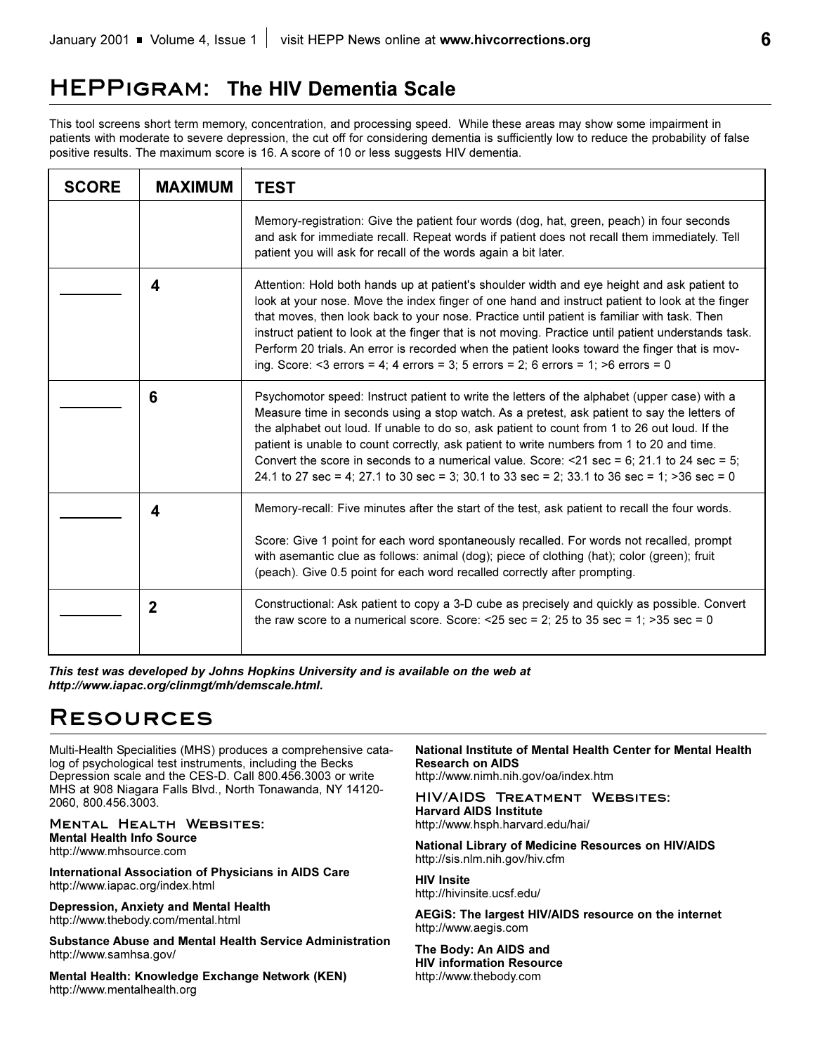## HEPPigram: The HIV Dementia Scale

This tool screens short term memory, concentration, and processing speed. While these areas may show some impairment in patients with moderate to severe depression, the cut off for considering dementia is sufficiently low to reduce the probability of false positive results. The maximum score is 16. A score of 10 or less suggests HIV dementia.

| SCORE | MAXIMUM | TEST |
| --- | --- | --- |
| | | Memory-registration: Give the patient four words (dog, hat, green, peach) in four seconds and ask for immediate recall. Repeat words if patient does not recall them immediately. Tell patient you will ask for recall of the words again a bit later. |
| _______ | 4 | Attention: Hold both hands up at patient's shoulder width and eye height and ask patient to look at your nose. Move the index finger of one hand and instruct patient to look at the finger that moves, then look back to your nose. Practice until patient is familiar with task. Then instruct patient to look at the finger that is not moving. Practice until patient understands task. Perform 20 trials. An error is recorded when the patient looks toward the finger that is moving. Score: <3 errors = 4; 4 errors = 3; 5 errors = 2; 6 errors = 1; >6 errors = 0 |
| _______ | 6 | Psychomotor speed: Instruct patient to write the letters of the alphabet (upper case) with a Measure time in seconds using a stop watch. As a pretest, ask patient to say the letters of the alphabet out loud. If unable to do so, ask patient to count from 1 to 26 out loud. If the patient is unable to count correctly, ask patient to write numbers from 1 to 20 and time. Convert the score in seconds to a numerical value. Score: <21 sec = 6; 21.1 to 24 sec = 5; 24.1 to 27 sec = 4; 27.1 to 30 sec = 3; 30.1 to 33 sec = 2; 33.1 to 36 sec = 1; >36 sec = 0 |
| _______ | 4 | Memory-recall: Five minutes after the start of the test, ask patient to recall the four words.<br><br>Score: Give 1 point for each word spontaneously recalled. For words not recalled, prompt with asemantic clue as follows: animal (dog); piece of clothing (hat); color (green); fruit (peach). Give 0.5 point for each word recalled correctly after prompting. |
| _______ | 2 | Constructional: Ask patient to copy a 3-D cube as precisely and quickly as possible. Convert the raw score to a numerical score. Score: <25 sec = 2; 25 to 35 sec = 1; >35 sec = 0 |

***This test was developed by Johns Hopkins University and is available on the web at http://www.iapac.org/clinmgt/mh/demscale.html.***

## Resources

Multi-Health Specialities (MHS) produces a comprehensive catalog of psychological test instruments, including the Becks Depression scale and the CES-D. Call 800.456.3003 or write MHS at 908 Niagara Falls Blvd., North Tonawanda, NY 14120-2060, 800.456.3003.

### Mental Health Websites:

**Mental Health Info Source**
http://www.mhsource.com

**International Association of Physicians in AIDS Care**
http://www.iapac.org/index.html

**Depression, Anxiety and Mental Health**
http://www.thebody.com/mental.html

**Substance Abuse and Mental Health Service Administration**
http://www.samhsa.gov/

**Mental Health: Knowledge Exchange Network (KEN)**
http://www.mentalhealth.org

**National Institute of Mental Health Center for Mental Health Research on AIDS**
http://www.nimh.nih.gov/oa/index.htm

### HIV/AIDS Treatment Websites:

**Harvard AIDS Institute**
http://www.hsph.harvard.edu/hai/

**National Library of Medicine Resources on HIV/AIDS**
http://sis.nlm.nih.gov/hiv.cfm

**HIV Insite**
http://hivinsite.ucsf.edu/

**AEGiS: The largest HIV/AIDS resource on the internet**
http://www.aegis.com

**The Body: An AIDS and HIV information Resource**
http://www.thebody.com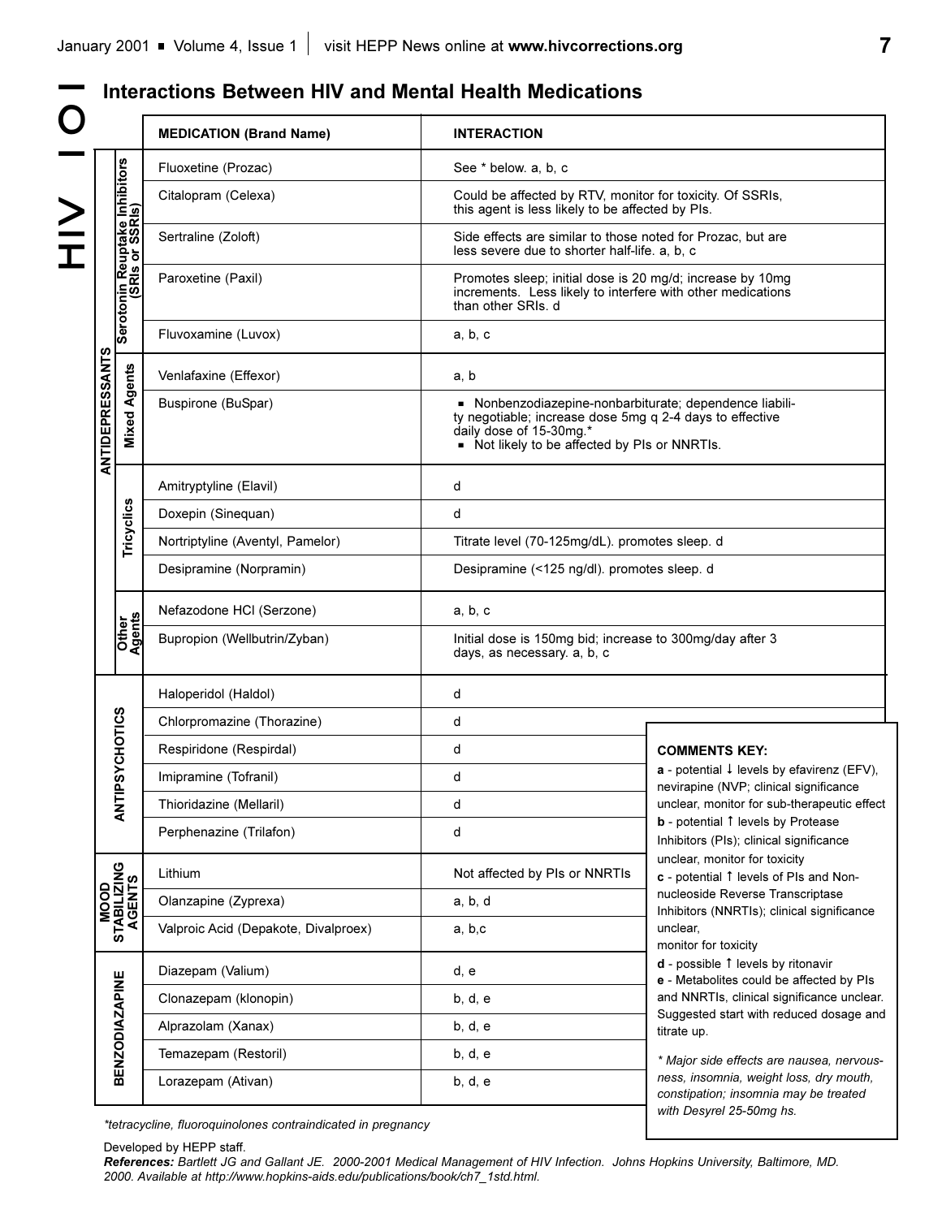## Interactions Between HIV and Mental Health Medications

| Class | Subclass | MEDICATION (Brand Name) | INTERACTION |
|---|---|---|---|
| ANTIDEPRESSANTS | Serotonin Reuptake Inhibitors (SRIs or SSRIs) | Fluoxetine (Prozac) | See * below. a, b, c |
| | | Citalopram (Celexa) | Could be affected by RTV, monitor for toxicity. Of SSRIs, this agent is less likely to be affected by PIs. |
| | | Sertraline (Zoloft) | Side effects are similar to those noted for Prozac, but are less severe due to shorter half-life. a, b, c |
| | | Paroxetine (Paxil) | Promotes sleep; initial dose is 20 mg/d; increase by 10mg increments. Less likely to interfere with other medications than other SRIs. d |
| | | Fluvoxamine (Luvox) | a, b, c |
| | Mixed Agents | Venlafaxine (Effexor) | a, b |
| | | Buspirone (BuSpar) | ▪ Nonbenzodiazepine-nonbarbiturate; dependence liability negotiable; increase dose 5mg q 2-4 days to effective daily dose of 15-30mg.* ▪ Not likely to be affected by PIs or NNRTIs. |
| | Tricyclics | Amitryptyline (Elavil) | d |
| | | Doxepin (Sinequan) | d |
| | | Nortriptyline (Aventyl, Pamelor) | Titrate level (70-125mg/dL). promotes sleep. d |
| | | Desipramine (Norpramin) | Desipramine (<125 ng/dl). promotes sleep. d |
| | Other Agents | Nefazodone HCl (Serzone) | a, b, c |
| | | Bupropion (Wellbutrin/Zyban) | Initial dose is 150mg bid; increase to 300mg/day after 3 days, as necessary. a, b, c |
| ANTIPSYCHOTICS | | Haloperidol (Haldol) | d |
| | | Chlorpromazine (Thorazine) | d |
| | | Respiridone (Respirdal) | d |
| | | Imipramine (Tofranil) | d |
| | | Thioridazine (Mellaril) | d |
| | | Perphenazine (Trilafon) | d |
| MOOD STABILIZING AGENTS | | Lithium | Not affected by PIs or NNRTIs |
| | | Olanzapine (Zyprexa) | a, b, d |
| | | Valproic Acid (Depakote, Divalproex) | a, b,c |
| BENZODIAZAPINE | | Diazepam (Valium) | d, e |
| | | Clonazepam (klonopin) | b, d, e |
| | | Alprazolam (Xanax) | b, d, e |
| | | Temazepam (Restoril) | b, d, e |
| | | Lorazepam (Ativan) | b, d, e |

**COMMENTS KEY:**

**a** - potential ↓ levels by efavirenz (EFV), nevirapine (NVP; clinical significance unclear, monitor for sub-therapeutic effect

**b** - potential ↑ levels by Protease Inhibitors (PIs); clinical significance unclear, monitor for toxicity

**c** - potential ↑ levels of PIs and Non-nucleoside Reverse Transcriptase Inhibitors (NNRTIs); clinical significance unclear, monitor for toxicity

**d** - possible ↑ levels by ritonavir

**e** - Metabolites could be affected by PIs and NNRTIs, clinical significance unclear. Suggested start with reduced dosage and titrate up.

*\* Major side effects are nausea, nervousness, insomnia, weight loss, dry mouth, constipation; insomnia may be treated with Desyrel 25-50mg hs.*

*\*tetracycline, fluoroquinolones contraindicated in pregnancy*

Developed by HEPP staff.

***References:*** *Bartlett JG and Gallant JE. 2000-2001 Medical Management of HIV Infection. Johns Hopkins University, Baltimore, MD. 2000. Available at http://www.hopkins-aids.edu/publications/book/ch7_1std.html.*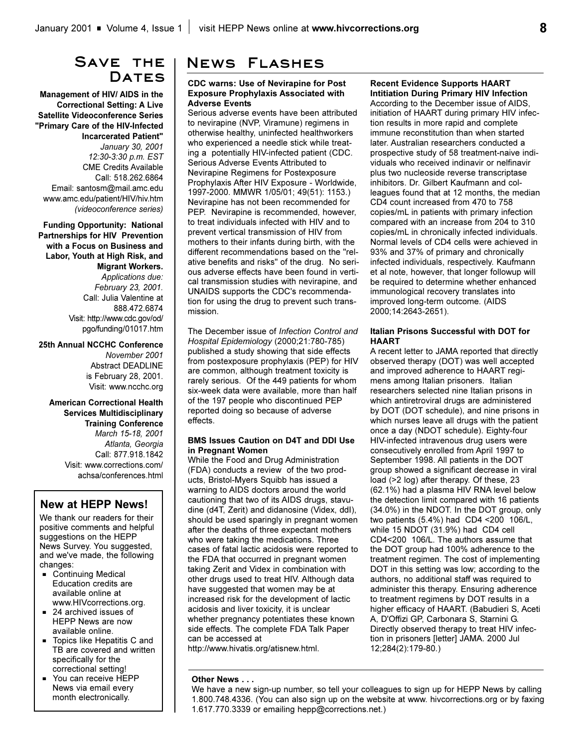## Save the Dates

**Management of HIV/ AIDS in the Correctional Setting: A Live Satellite Videoconference Series "Primary Care of the HIV-Infected Incarcerated Patient"**
*January 30, 2001*
*12:30-3:30 p.m. EST*
CME Credits Available
Call: 518.262.6864
Email: santosm@mail.amc.edu
www.amc.edu/patient/HIV/hiv.htm
*(videoconference series)*

**Funding Opportunity: National Partnerships for HIV Prevention with a Focus on Business and Labor, Youth at High Risk, and Migrant Workers.**
*Applications due:*
*February 23, 2001.*
Call: Julia Valentine at 888.472.6874
Visit: http://www.cdc.gov/od/pgo/funding/01017.htm

**25th Annual NCCHC Conference**
*November 2001*
Abstract DEADLINE is February 28, 2001.
Visit: www.ncchc.org

**American Correctional Health Services Multidisciplinary Training Conference**
*March 15-18, 2001*
*Atlanta, Georgia*
Call: 877.918.1842
Visit: www.corrections.com/achsa/conferences.html

### New at HEPP News!

We thank our readers for their positive comments and helpful suggestions on the HEPP News Survey. You suggested, and we've made, the following changes:

- Continuing Medical Education credits are available online at www.HIVcorrections.org.
- 24 archived issues of HEPP News are now available online.
- Topics like Hepatitis C and TB are covered and written specifically for the correctional setting!
- You can receive HEPP News via email every month electronically.

## News Flashes

**CDC warns: Use of Nevirapine for Post Exposure Prophylaxis Associated with Adverse Events**

Serious adverse events have been attributed to nevirapine (NVP, Viramune) regimens in otherwise healthy, uninfected healthworkers who experienced a needle stick while treating a potentially HIV-infected patient (CDC. Serious Adverse Events Attributed to Nevirapine Regimens for Postexposure Prophylaxis After HIV Exposure - Worldwide, 1997-2000. MMWR 1/05/01; 49(51): 1153.) Nevirapine has not been recommended for PEP. Nevirapine is recommended, however, to treat individuals infected with HIV and to prevent vertical transmission of HIV from mothers to their infants during birth, with the different recommendations based on the "relative benefits and risks" of the drug. No serious adverse effects have been found in vertical transmission studies with nevirapine, and UNAIDS supports the CDC's recommendation for using the drug to prevent such transmission.

The December issue of *Infection Control and Hospital Epidemiology* (2000;21:780-785) published a study showing that side effects from postexposure prophylaxis (PEP) for HIV are common, although treatment toxicity is rarely serious. Of the 449 patients for whom six-week data were available, more than half of the 197 people who discontinued PEP reported doing so because of adverse effects.

**BMS Issues Caution on D4T and DDI Use in Pregnant Women**

While the Food and Drug Administration (FDA) conducts a review of the two products, Bristol-Myers Squibb has issued a warning to AIDS doctors around the world cautioning that two of its AIDS drugs, stavudine (d4T, Zerit) and didanosine (Videx, ddI), should be used sparingly in pregnant women after the deaths of three expectant mothers who were taking the medications. Three cases of fatal lactic acidosis were reported to the FDA that occurred in pregnant women taking Zerit and Videx in combination with other drugs used to treat HIV. Although data have suggested that women may be at increased risk for the development of lactic acidosis and liver toxicity, it is unclear whether pregnancy potentiates these known side effects. The complete FDA Talk Paper can be accessed at http://www.hivatis.org/atisnew.html.

**Recent Evidence Supports HAART Intitiation During Primary HIV Infection**

According to the December issue of AIDS, initiation of HAART during primary HIV infection results in more rapid and complete immune reconstitution than when started later. Australian researchers conducted a prospective study of 58 treatment-naive individuals who received indinavir or nelfinavir plus two nucleoside reverse transcriptase inhibitors. Dr. Gilbert Kaufmann and colleagues found that at 12 months, the median CD4 count increased from 470 to 758 copies/mL in patients with primary infection compared with an increase from 204 to 310 copies/mL in chronically infected individuals. Normal levels of CD4 cells were achieved in 93% and 37% of primary and chronically infected individuals, respectively. Kaufmann et al note, however, that longer followup will be required to determine whether enhanced immunological recovery translates into improved long-term outcome. (AIDS 2000;14:2643-2651).

**Italian Prisons Successful with DOT for HAART**

A recent letter to JAMA reported that directly observed therapy (DOT) was well accepted and improved adherence to HAART regimens among Italian prisoners. Italian researchers selected nine Italian prisons in which antiretroviral drugs are administered by DOT (DOT schedule), and nine prisons in which nurses leave all drugs with the patient once a day (NDOT schedule). Eighty-four HIV-infected intravenous drug users were consecutively enrolled from April 1997 to September 1998. All patients in the DOT group showed a significant decrease in viral load (>2 log) after therapy. Of these, 23 (62.1%) had a plasma HIV RNA level below the detection limit compared with 16 patients (34.0%) in the NDOT. In the DOT group, only two patients (5.4%) had CD4 <200 106/L, while 15 NDOT (31.9%) had CD4 cell CD4<200 106/L. The authors assume that the DOT group had 100% adherence to the treatment regimen. The cost of implementing DOT in this setting was low; according to the authors, no additional staff was required to administer this therapy. Ensuring adherence to treatment regimens by DOT results in a higher efficacy of HAART. (Babudieri S, Aceti A, D'Offizi GP, Carbonara S, Starnini G. Directly observed therapy to treat HIV infection in prisoners [letter] JAMA. 2000 Jul 12;284(2):179-80.)

**Other News . . .**

We have a new sign-up number, so tell your colleagues to sign up for HEPP News by calling 1.800.748.4336. (You can also sign up on the website at www. hivcorrections.org or by faxing 1.617.770.3339 or emailing hepp@corrections.net.)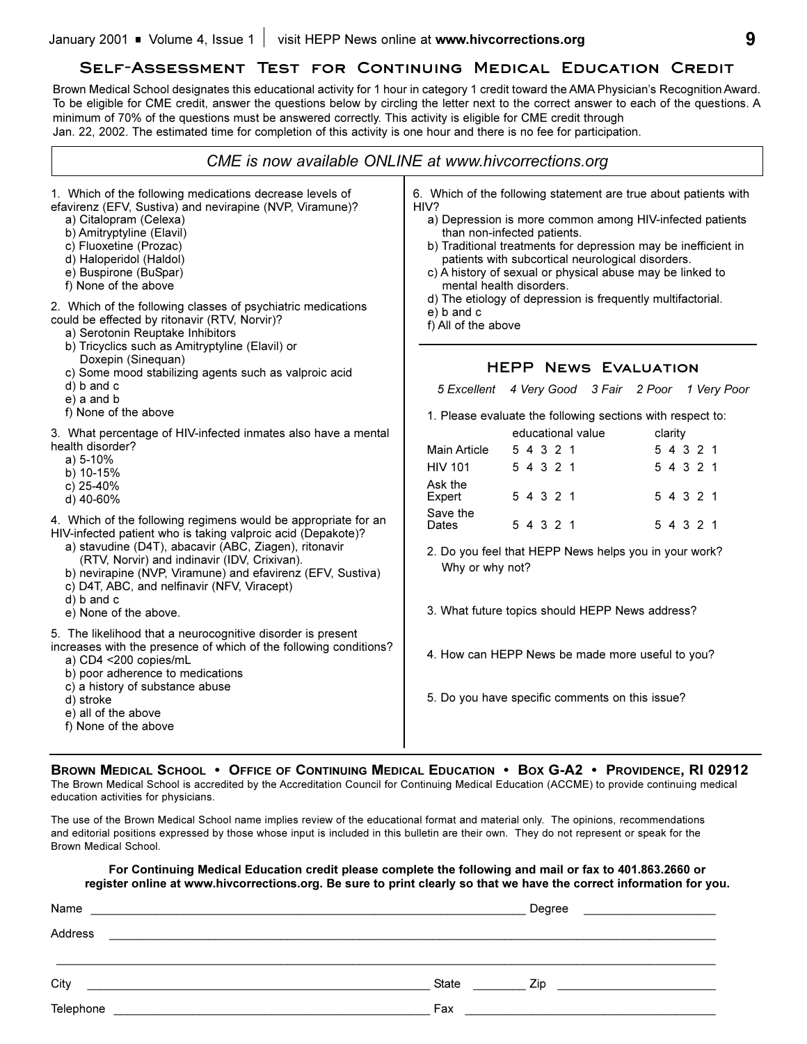## Self-Assessment Test for Continuing Medical Education Credit

Brown Medical School designates this educational activity for 1 hour in category 1 credit toward the AMA Physician's Recognition Award. To be eligible for CME credit, answer the questions below by circling the letter next to the correct answer to each of the questions. A minimum of 70% of the questions must be answered correctly. This activity is eligible for CME credit through Jan. 22, 2002. The estimated time for completion of this activity is one hour and there is no fee for participation.

*CME is now available ONLINE at www.hivcorrections.org*

1. Which of the following medications decrease levels of efavirenz (EFV, Sustiva) and nevirapine (NVP, Viramune)?
   a) Citalopram (Celexa)
   b) Amitryptyline (Elavil)
   c) Fluoxetine (Prozac)
   d) Haloperidol (Haldol)
   e) Buspirone (BuSpar)
   f) None of the above

2. Which of the following classes of psychiatric medications could be effected by ritonavir (RTV, Norvir)?
   a) Serotonin Reuptake Inhibitors
   b) Tricyclics such as Amitryptyline (Elavil) or Doxepin (Sinequan)
   c) Some mood stabilizing agents such as valproic acid
   d) b and c
   e) a and b
   f) None of the above

3. What percentage of HIV-infected inmates also have a mental health disorder?
   a) 5-10%
   b) 10-15%
   c) 25-40%
   d) 40-60%

4. Which of the following regimens would be appropriate for an HIV-infected patient who is taking valproic acid (Depakote)?
   a) stavudine (D4T), abacavir (ABC, Ziagen), ritonavir (RTV, Norvir) and indinavir (IDV, Crixivan).
   b) nevirapine (NVP, Viramune) and efavirenz (EFV, Sustiva)
   c) D4T, ABC, and nelfinavir (NFV, Viracept)
   d) b and c
   e) None of the above.

5. The likelihood that a neurocognitive disorder is present increases with the presence of which of the following conditions?
   a) CD4 <200 copies/mL
   b) poor adherence to medications
   c) a history of substance abuse
   d) stroke
   e) all of the above
   f) None of the above

6. Which of the following statement are true about patients with HIV?
   a) Depression is more common among HIV-infected patients than non-infected patients.
   b) Traditional treatments for depression may be inefficient in patients with subcortical neurological disorders.
   c) A history of sexual or physical abuse may be linked to mental health disorders.
   d) The etiology of depression is frequently multifactorial.
   e) b and c
   f) All of the above

### HEPP News Evaluation

*5 Excellent 4 Very Good 3 Fair 2 Poor 1 Very Poor*

1. Please evaluate the following sections with respect to:

| | educational value | clarity |
|---|---|---|
| Main Article | 5 4 3 2 1 | 5 4 3 2 1 |
| HIV 101 | 5 4 3 2 1 | 5 4 3 2 1 |
| Ask the Expert | 5 4 3 2 1 | 5 4 3 2 1 |
| Save the Dates | 5 4 3 2 1 | 5 4 3 2 1 |

2. Do you feel that HEPP News helps you in your work? Why or why not?

3. What future topics should HEPP News address?

4. How can HEPP News be made more useful to you?

5. Do you have specific comments on this issue?

**Brown Medical School • Office of Continuing Medical Education • Box G-A2 • Providence, RI 02912**

The Brown Medical School is accredited by the Accreditation Council for Continuing Medical Education (ACCME) to provide continuing medical education activities for physicians.

The use of the Brown Medical School name implies review of the educational format and material only. The opinions, recommendations and editorial positions expressed by those whose input is included in this bulletin are their own. They do not represent or speak for the Brown Medical School.

**For Continuing Medical Education credit please complete the following and mail or fax to 401.863.2660 or register online at www.hivcorrections.org. Be sure to print clearly so that we have the correct information for you.**

Name ____________________ Degree ____________

Address ______________________________________

______________________________________________

City ____________________ State ________ Zip ____________

Telephone ____________________ Fax ____________________